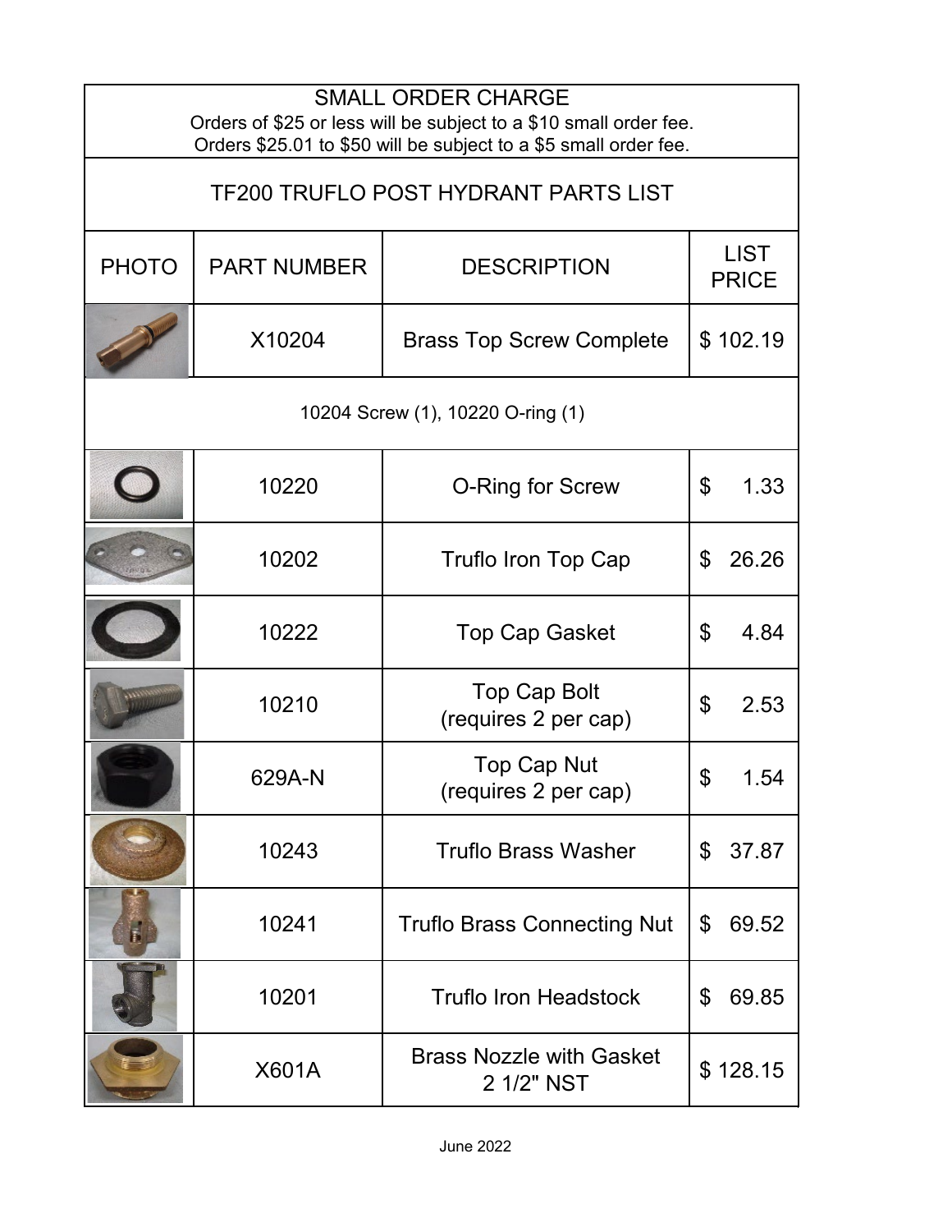## SMALL ORDER CHARGE

Orders of $25 or less will be subject to a $10 small order fee.
Orders $25.01 to $50 will be subject to a $5 small order fee.

## TF200 TRUFLO POST HYDRANT PARTS LIST

| PHOTO | PART NUMBER | DESCRIPTION | LIST PRICE |
|---|---|---|---|
| | X10204 | Brass Top Screw Complete | $ 102.19 |
| 10204 Screw (1), 10220 O-ring (1) | | | |
| | 10220 | O-Ring for Screw | $ 1.33 |
| | 10202 | Truflo Iron Top Cap | $ 26.26 |
| | 10222 | Top Cap Gasket | $ 4.84 |
| | 10210 | Top Cap Bolt (requires 2 per cap) | $ 2.53 |
| | 629A-N | Top Cap Nut (requires 2 per cap) | $ 1.54 |
| | 10243 | Truflo Brass Washer | $ 37.87 |
| | 10241 | Truflo Brass Connecting Nut | $ 69.52 |
| | 10201 | Truflo Iron Headstock | $ 69.85 |
| | X601A | Brass Nozzle with Gasket 2 1/2" NST | $ 128.15 |

June 2022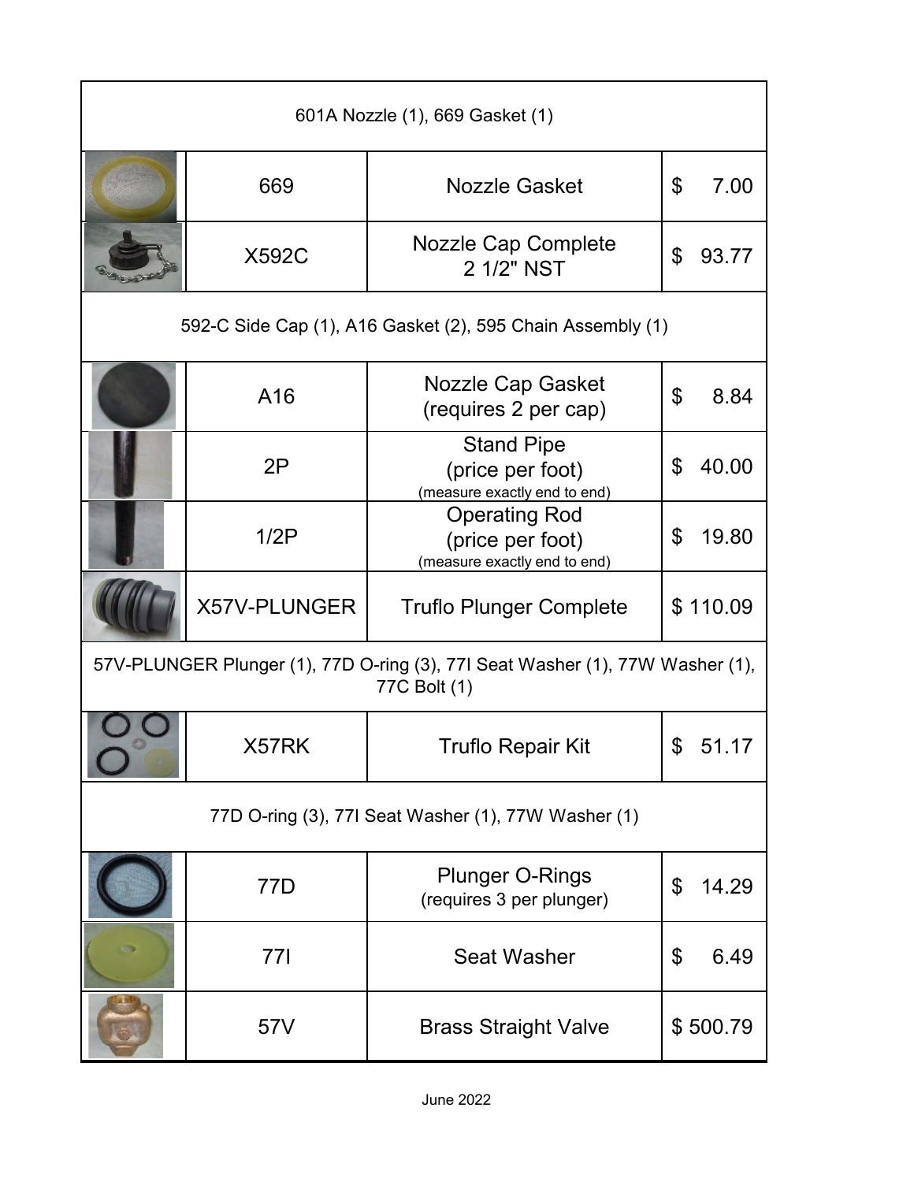| | | | |
|---|---|---|---|
| 601A Nozzle (1), 669 Gasket (1) | | | |
| | 669 | Nozzle Gasket | $ 7.00 |
| | X592C | Nozzle Cap Complete 2 1/2" NST | $ 93.77 |
| 592-C Side Cap (1), A16 Gasket (2), 595 Chain Assembly (1) | | | |
| | A16 | Nozzle Cap Gasket (requires 2 per cap) | $ 8.84 |
| | 2P | Stand Pipe (price per foot) (measure exactly end to end) | $ 40.00 |
| | 1/2P | Operating Rod (price per foot) (measure exactly end to end) | $ 19.80 |
| | X57V-PLUNGER | Truflo Plunger Complete | $ 110.09 |
| 57V-PLUNGER Plunger (1), 77D O-ring (3), 77I Seat Washer (1), 77W Washer (1), 77C Bolt (1) | | | |
| | X57RK | Truflo Repair Kit | $ 51.17 |
| 77D O-ring (3), 77I Seat Washer (1), 77W Washer (1) | | | |
| | 77D | Plunger O-Rings (requires 3 per plunger) | $ 14.29 |
| | 77I | Seat Washer | $ 6.49 |
| | 57V | Brass Straight Valve | $ 500.79 |

June 2022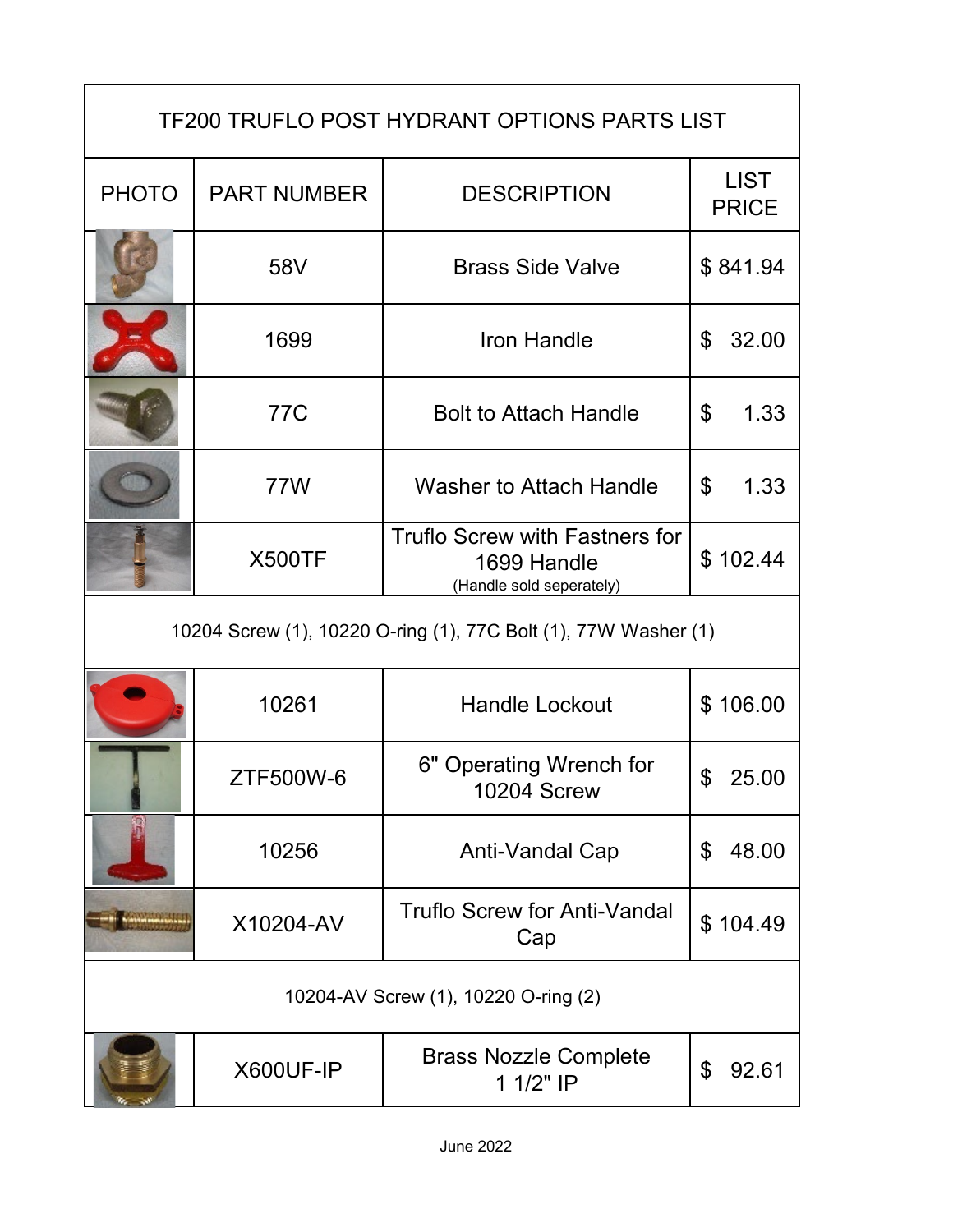| TF200 TRUFLO POST HYDRANT OPTIONS PARTS LIST | | | |
|---|---|---|---|
| PHOTO | PART NUMBER | DESCRIPTION | LIST PRICE |
| | 58V | Brass Side Valve | $ 841.94 |
| | 1699 | Iron Handle | $ 32.00 |
| | 77C | Bolt to Attach Handle | $ 1.33 |
| | 77W | Washer to Attach Handle | $ 1.33 |
| | X500TF | Truflo Screw with Fastners for 1699 Handle (Handle sold seperately) | $ 102.44 |
| 10204 Screw (1), 10220 O-ring (1), 77C Bolt (1), 77W Washer (1) | | | |
| | 10261 | Handle Lockout | $ 106.00 |
| | ZTF500W-6 | 6" Operating Wrench for 10204 Screw | $ 25.00 |
| | 10256 | Anti-Vandal Cap | $ 48.00 |
| | X10204-AV | Truflo Screw for Anti-Vandal Cap | $ 104.49 |
| 10204-AV Screw (1), 10220 O-ring (2) | | | |
| | X600UF-IP | Brass Nozzle Complete 1 1/2" IP | $ 92.61 |

June 2022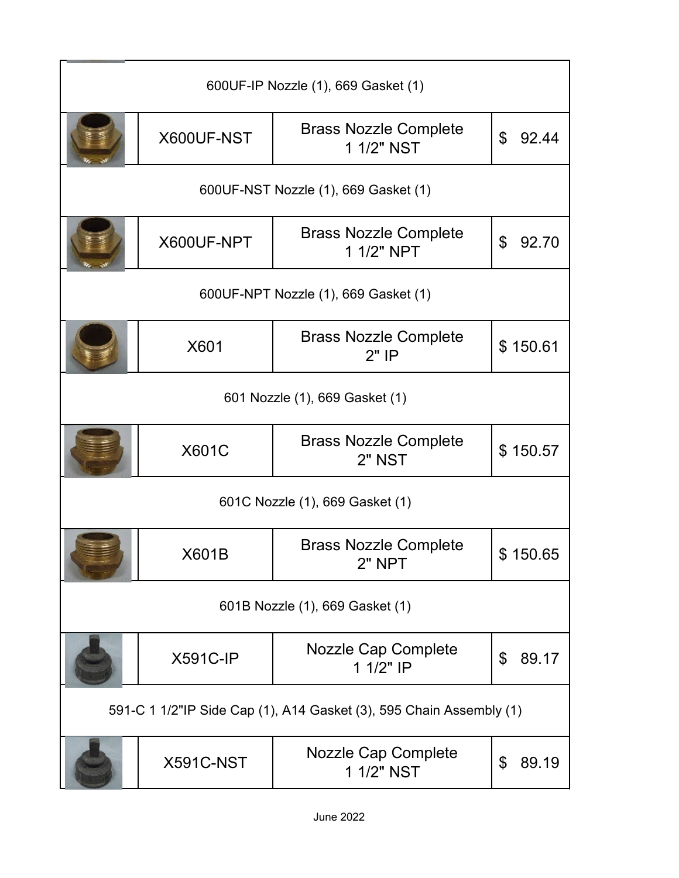| | | | |
|---|---|---|---|
| 600UF-IP Nozzle (1), 669 Gasket (1) | | | |
| | X600UF-NST | Brass Nozzle Complete 1 1/2" NST | $ 92.44 |
| 600UF-NST Nozzle (1), 669 Gasket (1) | | | |
| | X600UF-NPT | Brass Nozzle Complete 1 1/2" NPT | $ 92.70 |
| 600UF-NPT Nozzle (1), 669 Gasket (1) | | | |
| | X601 | Brass Nozzle Complete 2" IP | $ 150.61 |
| 601 Nozzle (1), 669 Gasket (1) | | | |
| | X601C | Brass Nozzle Complete 2" NST | $ 150.57 |
| 601C Nozzle (1), 669 Gasket (1) | | | |
| | X601B | Brass Nozzle Complete 2" NPT | $ 150.65 |
| 601B Nozzle (1), 669 Gasket (1) | | | |
| | X591C-IP | Nozzle Cap Complete 1 1/2" IP | $ 89.17 |
| 591-C 1 1/2"IP Side Cap (1), A14 Gasket (3), 595 Chain Assembly (1) | | | |
| | X591C-NST | Nozzle Cap Complete 1 1/2" NST | $ 89.19 |

June 2022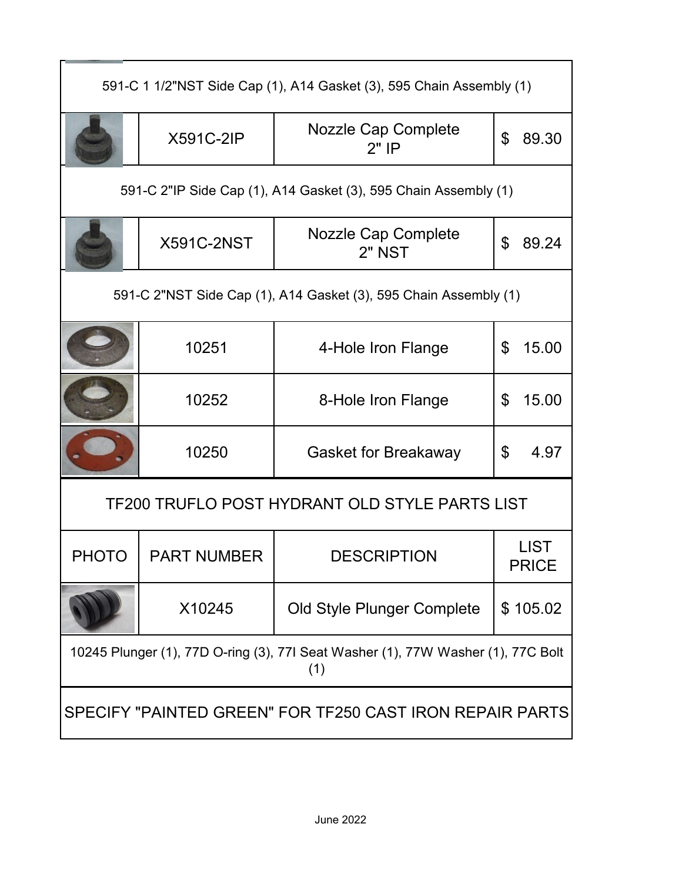| | | | |
|---|---|---|---|
| 591-C 1 1/2"NST Side Cap (1), A14 Gasket (3), 595 Chain Assembly (1) | | | |
| | X591C-2IP | Nozzle Cap Complete 2" IP | $ 89.30 |
| 591-C 2"IP Side Cap (1), A14 Gasket (3), 595 Chain Assembly (1) | | | |
| | X591C-2NST | Nozzle Cap Complete 2" NST | $ 89.24 |
| 591-C 2"NST Side Cap (1), A14 Gasket (3), 595 Chain Assembly (1) | | | |
| | 10251 | 4-Hole Iron Flange | $ 15.00 |
| | 10252 | 8-Hole Iron Flange | $ 15.00 |
| | 10250 | Gasket for Breakaway | $ 4.97 |

## TF200 TRUFLO POST HYDRANT OLD STYLE PARTS LIST

| PHOTO | PART NUMBER | DESCRIPTION | LIST PRICE |
|---|---|---|---|
| | X10245 | Old Style Plunger Complete | $ 105.02 |
| 10245 Plunger (1), 77D O-ring (3), 77I Seat Washer (1), 77W Washer (1), 77C Bolt (1) | | | |

SPECIFY "PAINTED GREEN" FOR TF250 CAST IRON REPAIR PARTS

June 2022